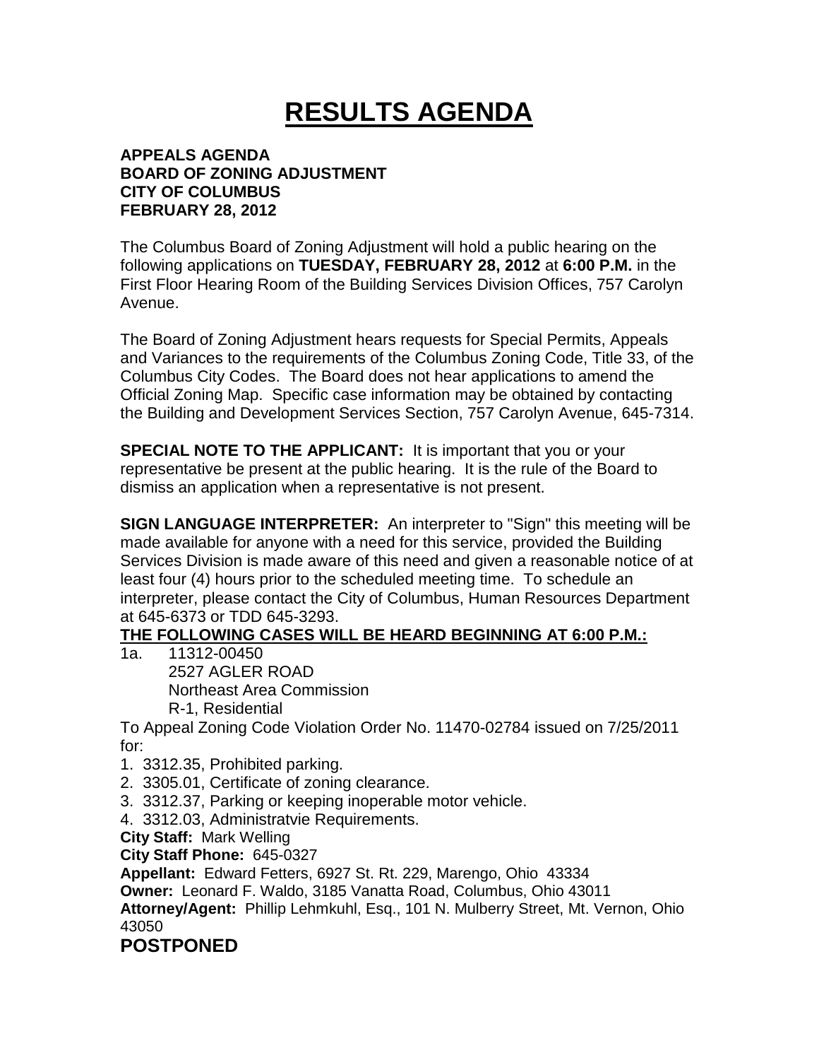# RESULTS AGENDA

**APPEALS AGENDA**
**BOARD OF ZONING ADJUSTMENT**
**CITY OF COLUMBUS**
**FEBRUARY 28, 2012**

The Columbus Board of Zoning Adjustment will hold a public hearing on the following applications on **TUESDAY, FEBRUARY 28, 2012** at **6:00 P.M.** in the First Floor Hearing Room of the Building Services Division Offices, 757 Carolyn Avenue.

The Board of Zoning Adjustment hears requests for Special Permits, Appeals and Variances to the requirements of the Columbus Zoning Code, Title 33, of the Columbus City Codes. The Board does not hear applications to amend the Official Zoning Map. Specific case information may be obtained by contacting the Building and Development Services Section, 757 Carolyn Avenue, 645-7314.

**SPECIAL NOTE TO THE APPLICANT:** It is important that you or your representative be present at the public hearing. It is the rule of the Board to dismiss an application when a representative is not present.

**SIGN LANGUAGE INTERPRETER:** An interpreter to "Sign" this meeting will be made available for anyone with a need for this service, provided the Building Services Division is made aware of this need and given a reasonable notice of at least four (4) hours prior to the scheduled meeting time. To schedule an interpreter, please contact the City of Columbus, Human Resources Department at 645-6373 or TDD 645-3293.

**THE FOLLOWING CASES WILL BE HEARD BEGINNING AT 6:00 P.M.:**

1a. 11312-00450
2527 AGLER ROAD
Northeast Area Commission
R-1, Residential

To Appeal Zoning Code Violation Order No. 11470-02784 issued on 7/25/2011 for:

1. 3312.35, Prohibited parking.
2. 3305.01, Certificate of zoning clearance.
3. 3312.37, Parking or keeping inoperable motor vehicle.
4. 3312.03, Administratvie Requirements.

**City Staff:** Mark Welling
**City Staff Phone:** 645-0327
**Appellant:** Edward Fetters, 6927 St. Rt. 229, Marengo, Ohio 43334
**Owner:** Leonard F. Waldo, 3185 Vanatta Road, Columbus, Ohio 43011
**Attorney/Agent:** Phillip Lehmkuhl, Esq., 101 N. Mulberry Street, Mt. Vernon, Ohio 43050

**POSTPONED**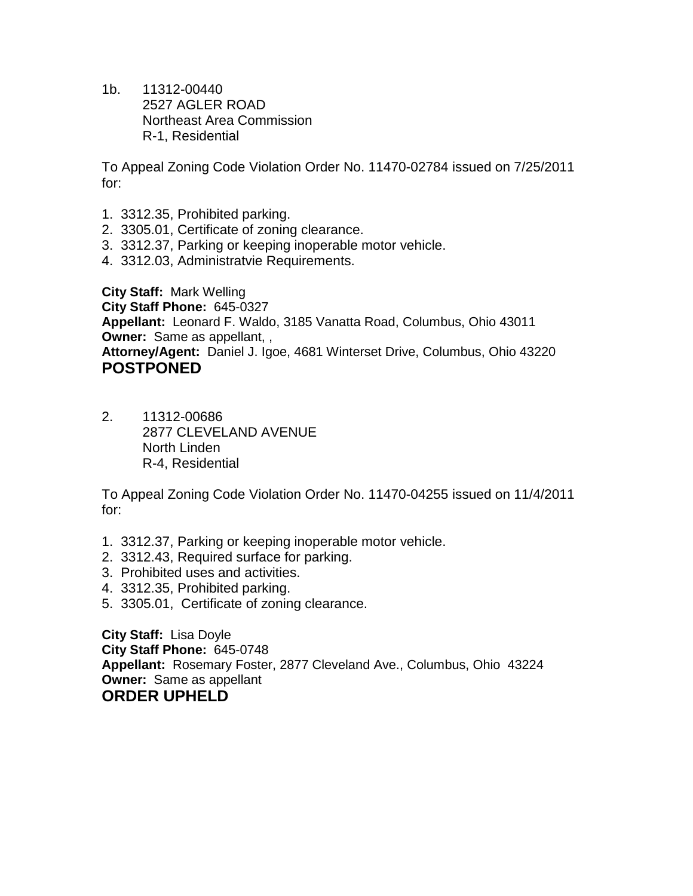1b. 11312-00440
2527 AGLER ROAD
Northeast Area Commission
R-1, Residential

To Appeal Zoning Code Violation Order No. 11470-02784 issued on 7/25/2011 for:

1. 3312.35, Prohibited parking.
2. 3305.01, Certificate of zoning clearance.
3. 3312.37, Parking or keeping inoperable motor vehicle.
4. 3312.03, Administratvie Requirements.

**City Staff:** Mark Welling
**City Staff Phone:** 645-0327
**Appellant:** Leonard F. Waldo, 3185 Vanatta Road, Columbus, Ohio 43011
**Owner:** Same as appellant, ,
**Attorney/Agent:** Daniel J. Igoe, 4681 Winterset Drive, Columbus, Ohio 43220
**POSTPONED**

2. 11312-00686
2877 CLEVELAND AVENUE
North Linden
R-4, Residential

To Appeal Zoning Code Violation Order No. 11470-04255 issued on 11/4/2011 for:

1. 3312.37, Parking or keeping inoperable motor vehicle.
2. 3312.43, Required surface for parking.
3. Prohibited uses and activities.
4. 3312.35, Prohibited parking.
5. 3305.01, Certificate of zoning clearance.

**City Staff:** Lisa Doyle
**City Staff Phone:** 645-0748
**Appellant:** Rosemary Foster, 2877 Cleveland Ave., Columbus, Ohio 43224
**Owner:** Same as appellant
**ORDER UPHELD**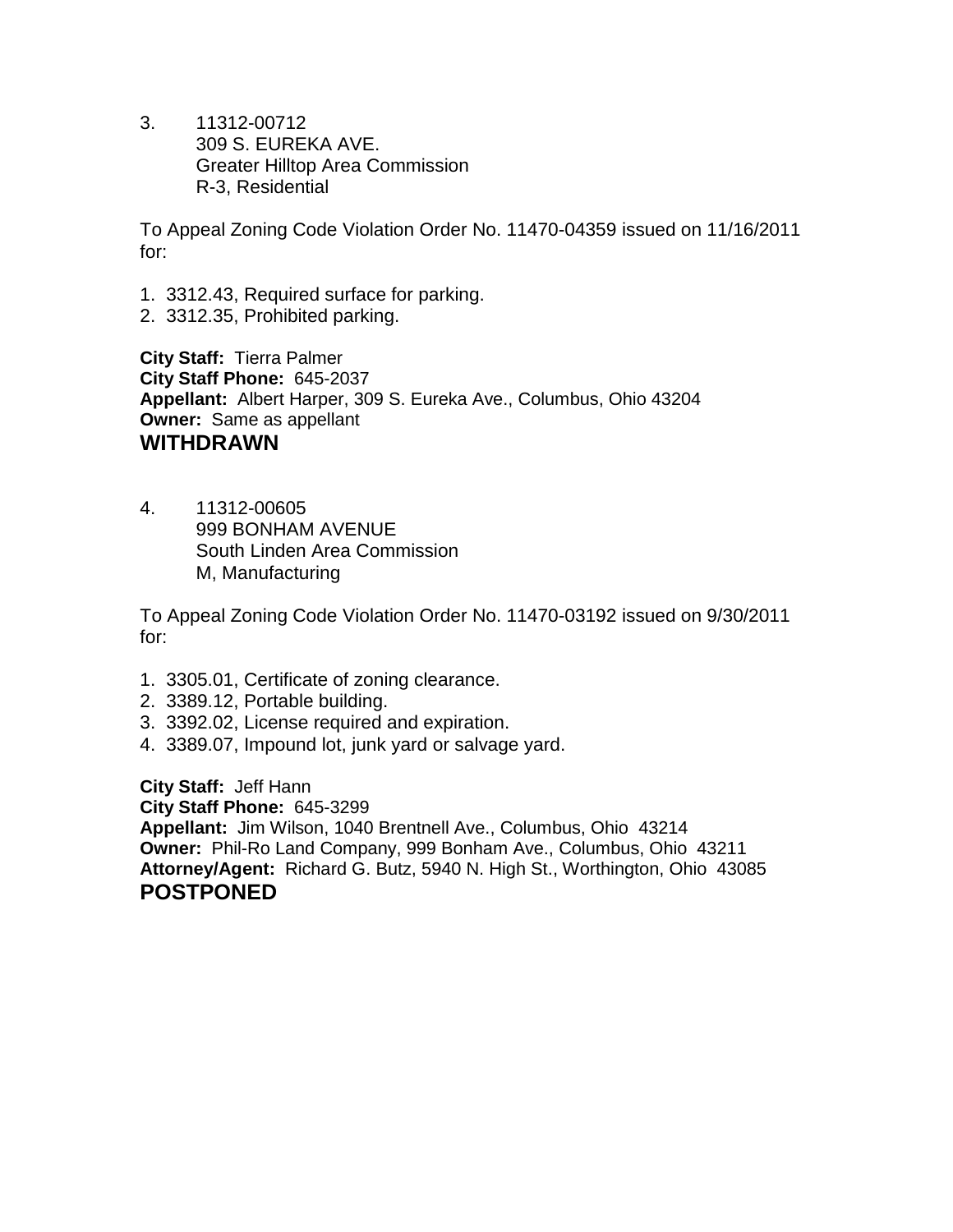3. 11312-00712
   309 S. EUREKA AVE.
   Greater Hilltop Area Commission
   R-3, Residential

To Appeal Zoning Code Violation Order No. 11470-04359 issued on 11/16/2011 for:

1. 3312.43, Required surface for parking.
2. 3312.35, Prohibited parking.

**City Staff:** Tierra Palmer
**City Staff Phone:** 645-2037
**Appellant:** Albert Harper, 309 S. Eureka Ave., Columbus, Ohio 43204
**Owner:** Same as appellant
**WITHDRAWN**

4. 11312-00605
   999 BONHAM AVENUE
   South Linden Area Commission
   M, Manufacturing

To Appeal Zoning Code Violation Order No. 11470-03192 issued on 9/30/2011 for:

1. 3305.01, Certificate of zoning clearance.
2. 3389.12, Portable building.
3. 3392.02, License required and expiration.
4. 3389.07, Impound lot, junk yard or salvage yard.

**City Staff:** Jeff Hann
**City Staff Phone:** 645-3299
**Appellant:** Jim Wilson, 1040 Brentnell Ave., Columbus, Ohio 43214
**Owner:** Phil-Ro Land Company, 999 Bonham Ave., Columbus, Ohio 43211
**Attorney/Agent:** Richard G. Butz, 5940 N. High St., Worthington, Ohio 43085
**POSTPONED**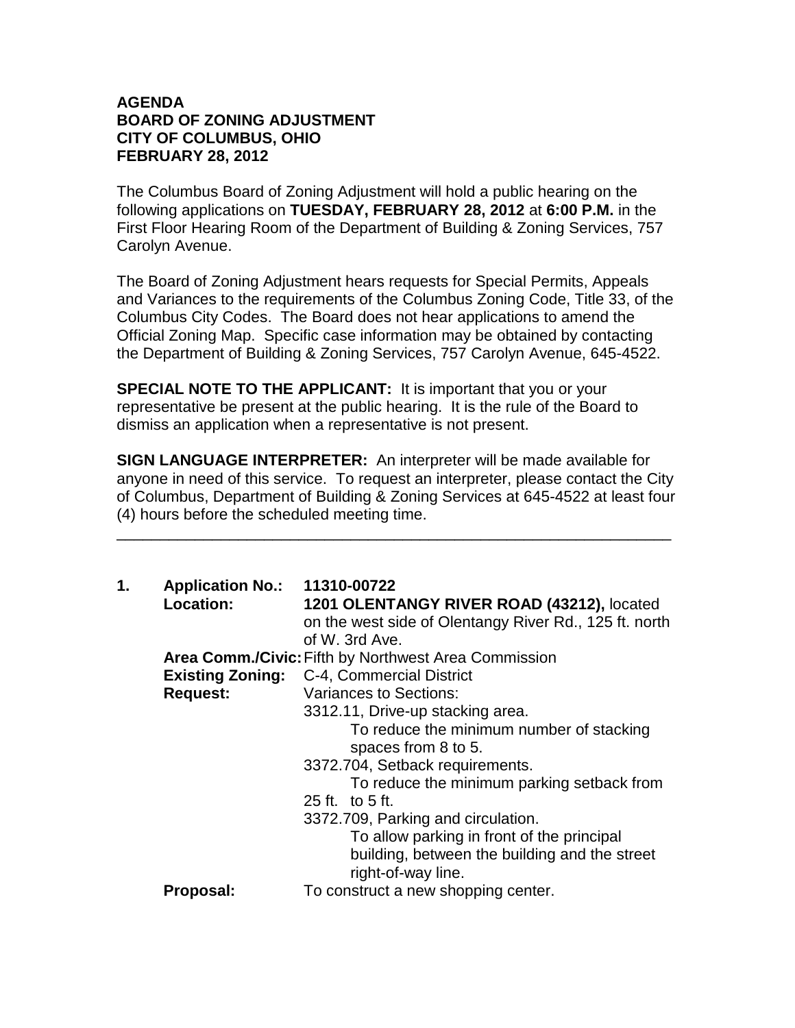**AGENDA**
**BOARD OF ZONING ADJUSTMENT**
**CITY OF COLUMBUS, OHIO**
**FEBRUARY 28, 2012**

The Columbus Board of Zoning Adjustment will hold a public hearing on the following applications on **TUESDAY, FEBRUARY 28, 2012** at **6:00 P.M.** in the First Floor Hearing Room of the Department of Building & Zoning Services, 757 Carolyn Avenue.

The Board of Zoning Adjustment hears requests for Special Permits, Appeals and Variances to the requirements of the Columbus Zoning Code, Title 33, of the Columbus City Codes. The Board does not hear applications to amend the Official Zoning Map. Specific case information may be obtained by contacting the Department of Building & Zoning Services, 757 Carolyn Avenue, 645-4522.

**SPECIAL NOTE TO THE APPLICANT:** It is important that you or your representative be present at the public hearing. It is the rule of the Board to dismiss an application when a representative is not present.

**SIGN LANGUAGE INTERPRETER:** An interpreter will be made available for anyone in need of this service. To request an interpreter, please contact the City of Columbus, Department of Building & Zoning Services at 645-4522 at least four (4) hours before the scheduled meeting time.

---

**1. Application No.:** **11310-00722**
**Location:** **1201 OLENTANGY RIVER ROAD (43212),** located on the west side of Olentangy River Rd., 125 ft. north of W. 3rd Ave.
**Area Comm./Civic:** Fifth by Northwest Area Commission
**Existing Zoning:** C-4, Commercial District
**Request:** Variances to Sections:

3312.11, Drive-up stacking area.
To reduce the minimum number of stacking spaces from 8 to 5.

3372.704, Setback requirements.
To reduce the minimum parking setback from 25 ft. to 5 ft.

3372.709, Parking and circulation.
To allow parking in front of the principal building, between the building and the street right-of-way line.

**Proposal:** To construct a new shopping center.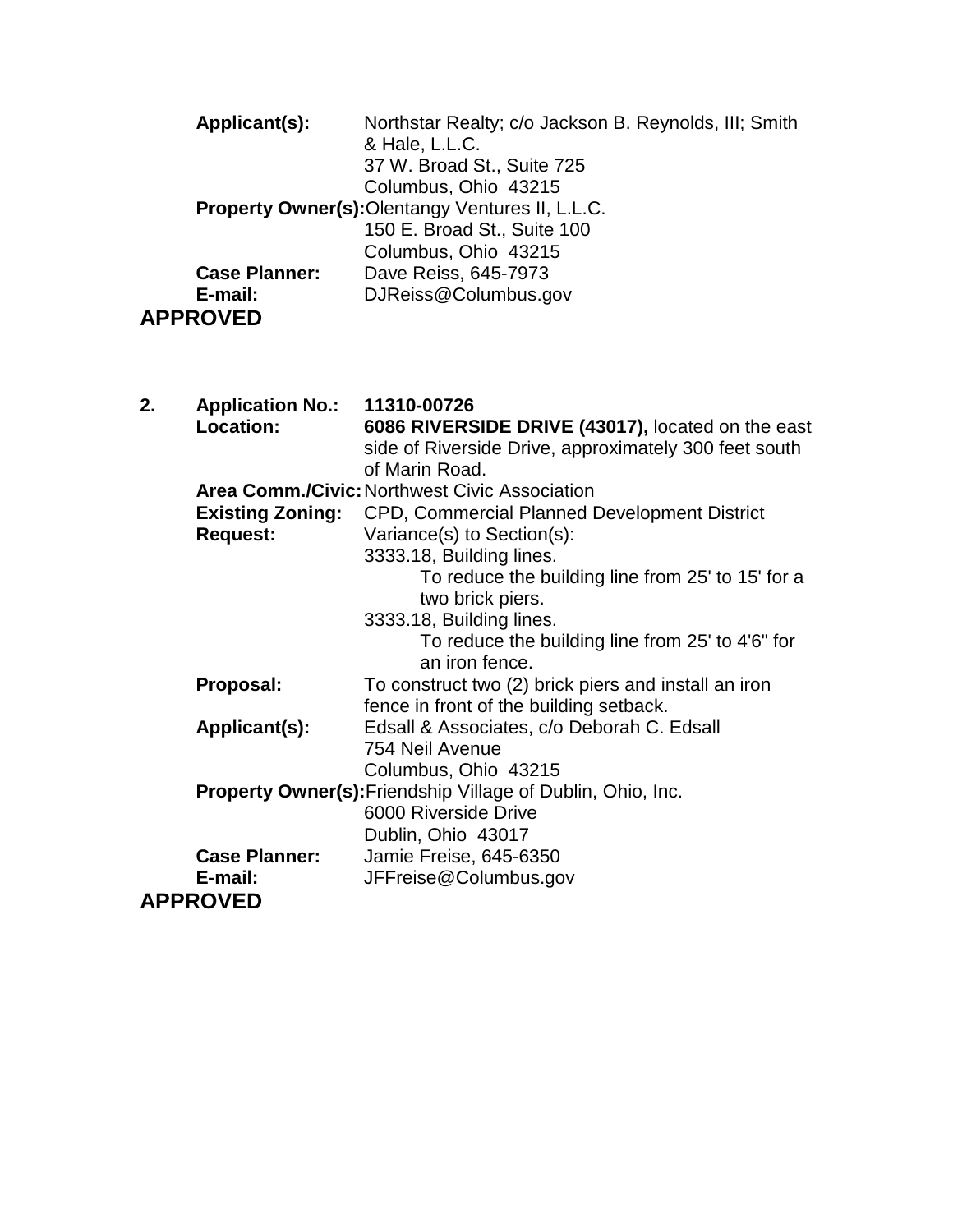**Applicant(s):** Northstar Realty; c/o Jackson B. Reynolds, III; Smith & Hale, L.L.C.
37 W. Broad St., Suite 725
Columbus, Ohio 43215

**Property Owner(s):** Olentangy Ventures II, L.L.C.
150 E. Broad St., Suite 100
Columbus, Ohio 43215

**Case Planner:** Dave Reiss, 645-7973

**E-mail:** DJReiss@Columbus.gov

**APPROVED**

**2. Application No.:** **11310-00726**

**Location:** **6086 RIVERSIDE DRIVE (43017),** located on the east side of Riverside Drive, approximately 300 feet south of Marin Road.

**Area Comm./Civic:** Northwest Civic Association

**Existing Zoning:** CPD, Commercial Planned Development District

**Request:** Variance(s) to Section(s):

3333.18, Building lines.
To reduce the building line from 25' to 15' for a two brick piers.

3333.18, Building lines.
To reduce the building line from 25' to 4'6" for an iron fence.

**Proposal:** To construct two (2) brick piers and install an iron fence in front of the building setback.

**Applicant(s):** Edsall & Associates, c/o Deborah C. Edsall
754 Neil Avenue
Columbus, Ohio 43215

**Property Owner(s):** Friendship Village of Dublin, Ohio, Inc.
6000 Riverside Drive
Dublin, Ohio 43017

**Case Planner:** Jamie Freise, 645-6350

**E-mail:** JFFreise@Columbus.gov

**APPROVED**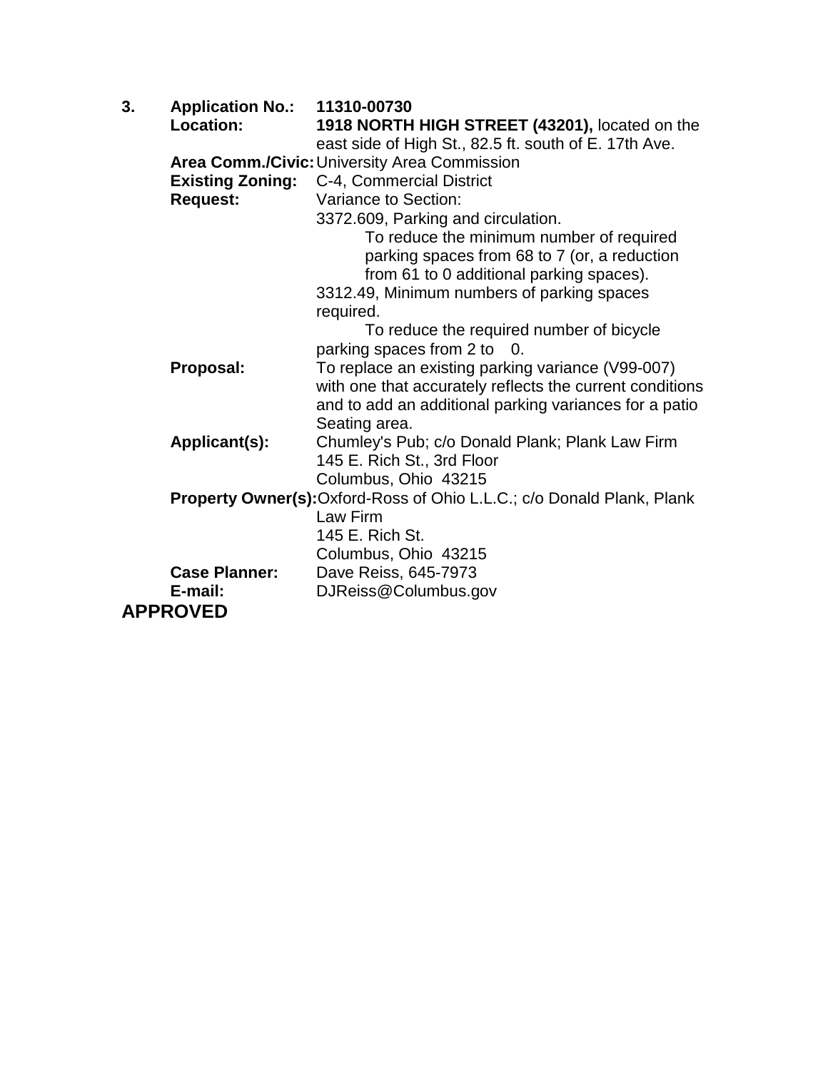3. **Application No.:** **11310-00730**

**Location:** **1918 NORTH HIGH STREET (43201),** located on the east side of High St., 82.5 ft. south of E. 17th Ave.

**Area Comm./Civic:** University Area Commission

**Existing Zoning:** C-4, Commercial District

**Request:** Variance to Section:

3372.609, Parking and circulation.

To reduce the minimum number of required parking spaces from 68 to 7 (or, a reduction from 61 to 0 additional parking spaces).

3312.49, Minimum numbers of parking spaces required.

To reduce the required number of bicycle parking spaces from 2 to 0.

**Proposal:** To replace an existing parking variance (V99-007) with one that accurately reflects the current conditions and to add an additional parking variances for a patio Seating area.

**Applicant(s):** Chumley's Pub; c/o Donald Plank; Plank Law Firm
145 E. Rich St., 3rd Floor
Columbus, Ohio 43215

**Property Owner(s):** Oxford-Ross of Ohio L.L.C.; c/o Donald Plank, Plank Law Firm
145 E. Rich St.
Columbus, Ohio 43215

**Case Planner:** Dave Reiss, 645-7973

**E-mail:** DJReiss@Columbus.gov

**APPROVED**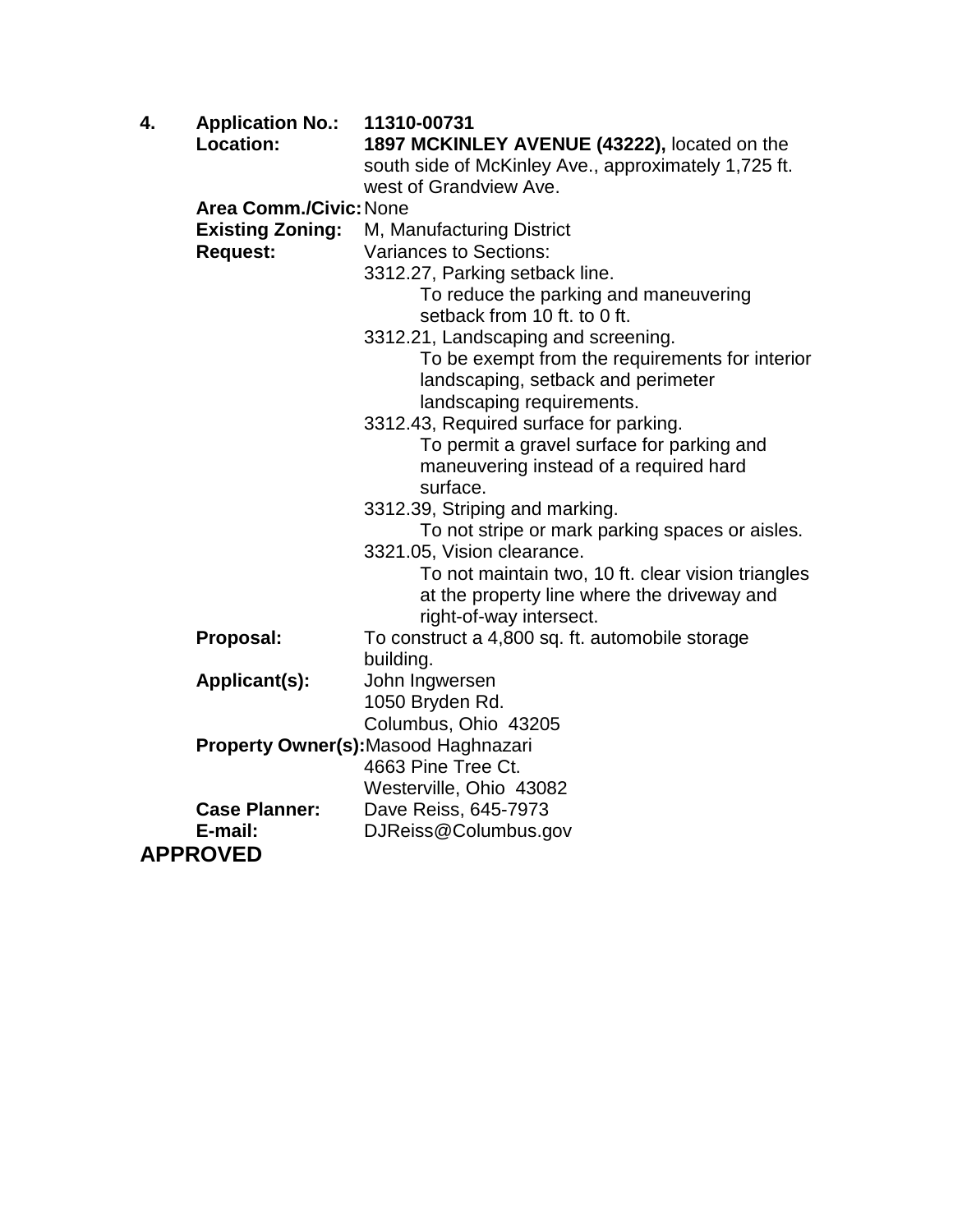**4. Application No.:** **11310-00731**

**Location:** **1897 MCKINLEY AVENUE (43222),** located on the south side of McKinley Ave., approximately 1,725 ft. west of Grandview Ave.

**Area Comm./Civic:** None

**Existing Zoning:** M, Manufacturing District

**Request:** Variances to Sections:

3312.27, Parking setback line.
  To reduce the parking and maneuvering setback from 10 ft. to 0 ft.

3312.21, Landscaping and screening.
  To be exempt from the requirements for interior landscaping, setback and perimeter landscaping requirements.

3312.43, Required surface for parking.
  To permit a gravel surface for parking and maneuvering instead of a required hard surface.

3312.39, Striping and marking.
  To not stripe or mark parking spaces or aisles.

3321.05, Vision clearance.
  To not maintain two, 10 ft. clear vision triangles at the property line where the driveway and right-of-way intersect.

**Proposal:** To construct a 4,800 sq. ft. automobile storage building.

**Applicant(s):** John Ingwersen
1050 Bryden Rd.
Columbus, Ohio 43205

**Property Owner(s):** Masood Haghnazari
4663 Pine Tree Ct.
Westerville, Ohio 43082

**Case Planner:** Dave Reiss, 645-7973

**E-mail:** DJReiss@Columbus.gov

**APPROVED**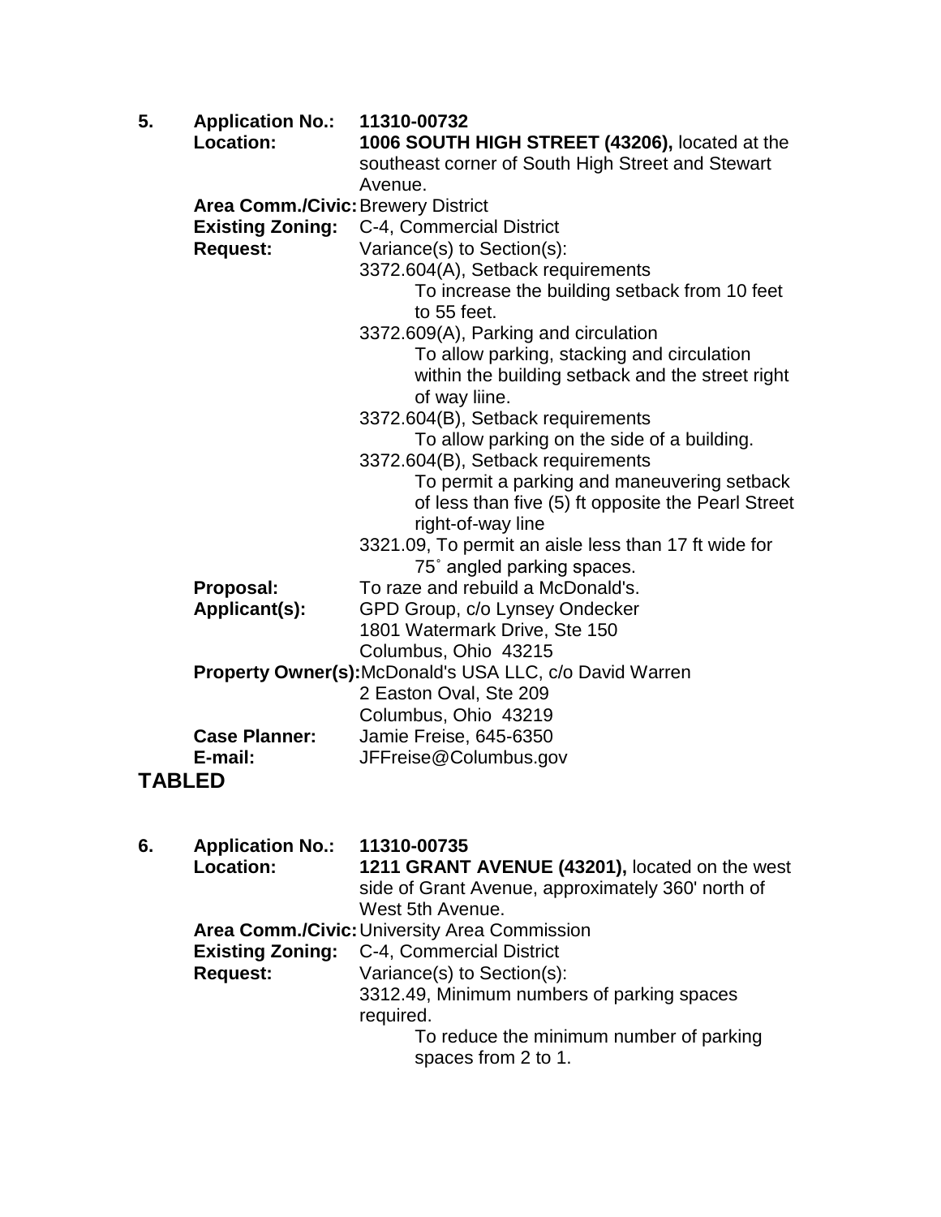**5.** **Application No.:** **11310-00732**
**Location:** **1006 SOUTH HIGH STREET (43206),** located at the southeast corner of South High Street and Stewart Avenue.
**Area Comm./Civic:** Brewery District
**Existing Zoning:** C-4, Commercial District
**Request:** Variance(s) to Section(s):
3372.604(A), Setback requirements
To increase the building setback from 10 feet to 55 feet.
3372.609(A), Parking and circulation
To allow parking, stacking and circulation within the building setback and the street right of way liine.
3372.604(B), Setback requirements
To allow parking on the side of a building.
3372.604(B), Setback requirements
To permit a parking and maneuvering setback of less than five (5) ft opposite the Pearl Street right-of-way line
3321.09, To permit an aisle less than 17 ft wide for 75˚ angled parking spaces.
**Proposal:** To raze and rebuild a McDonald's.
**Applicant(s):** GPD Group, c/o Lynsey Ondecker
1801 Watermark Drive, Ste 150
Columbus, Ohio 43215
**Property Owner(s):** McDonald's USA LLC, c/o David Warren
2 Easton Oval, Ste 209
Columbus, Ohio 43219
**Case Planner:** Jamie Freise, 645-6350
**E-mail:** JFFreise@Columbus.gov

**TABLED**

**6.** **Application No.:** **11310-00735**
**Location:** **1211 GRANT AVENUE (43201),** located on the west side of Grant Avenue, approximately 360' north of West 5th Avenue.
**Area Comm./Civic:** University Area Commission
**Existing Zoning:** C-4, Commercial District
**Request:** Variance(s) to Section(s):
3312.49, Minimum numbers of parking spaces required.
To reduce the minimum number of parking spaces from 2 to 1.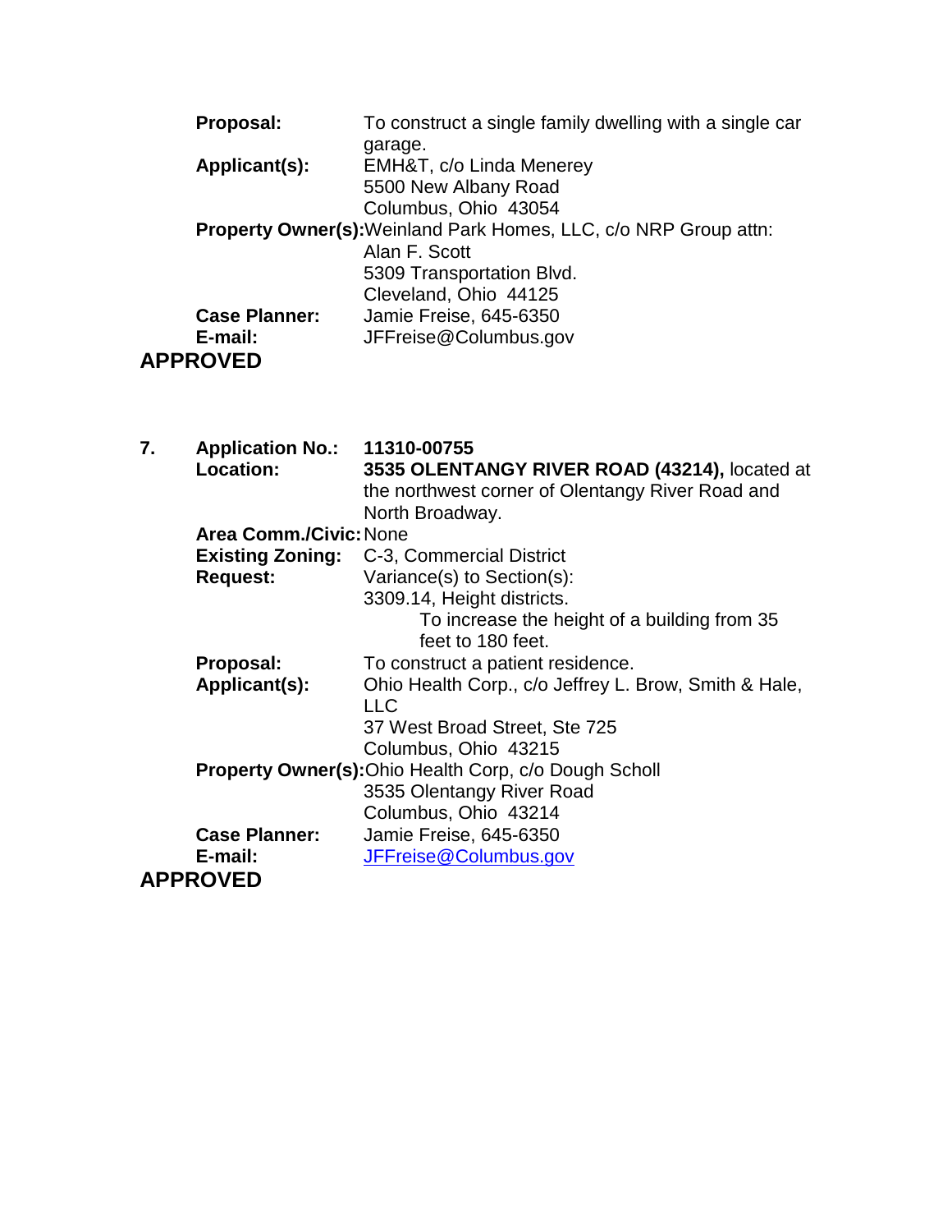**Proposal:** To construct a single family dwelling with a single car garage.
**Applicant(s):** EMH&T, c/o Linda Menerey
5500 New Albany Road
Columbus, Ohio 43054
**Property Owner(s):** Weinland Park Homes, LLC, c/o NRP Group attn: Alan F. Scott
5309 Transportation Blvd.
Cleveland, Ohio 44125
**Case Planner:** Jamie Freise, 645-6350
**E-mail:** JFFreise@Columbus.gov

**APPROVED**

**7. Application No.:** **11310-00755**
**Location:** **3535 OLENTANGY RIVER ROAD (43214),** located at the northwest corner of Olentangy River Road and North Broadway.
**Area Comm./Civic:** None
**Existing Zoning:** C-3, Commercial District
**Request:** Variance(s) to Section(s):
3309.14, Height districts.
To increase the height of a building from 35 feet to 180 feet.
**Proposal:** To construct a patient residence.
**Applicant(s):** Ohio Health Corp., c/o Jeffrey L. Brow, Smith & Hale, LLC
37 West Broad Street, Ste 725
Columbus, Ohio 43215
**Property Owner(s):** Ohio Health Corp, c/o Dough Scholl
3535 Olentangy River Road
Columbus, Ohio 43214
**Case Planner:** Jamie Freise, 645-6350
**E-mail:** JFFreise@Columbus.gov

**APPROVED**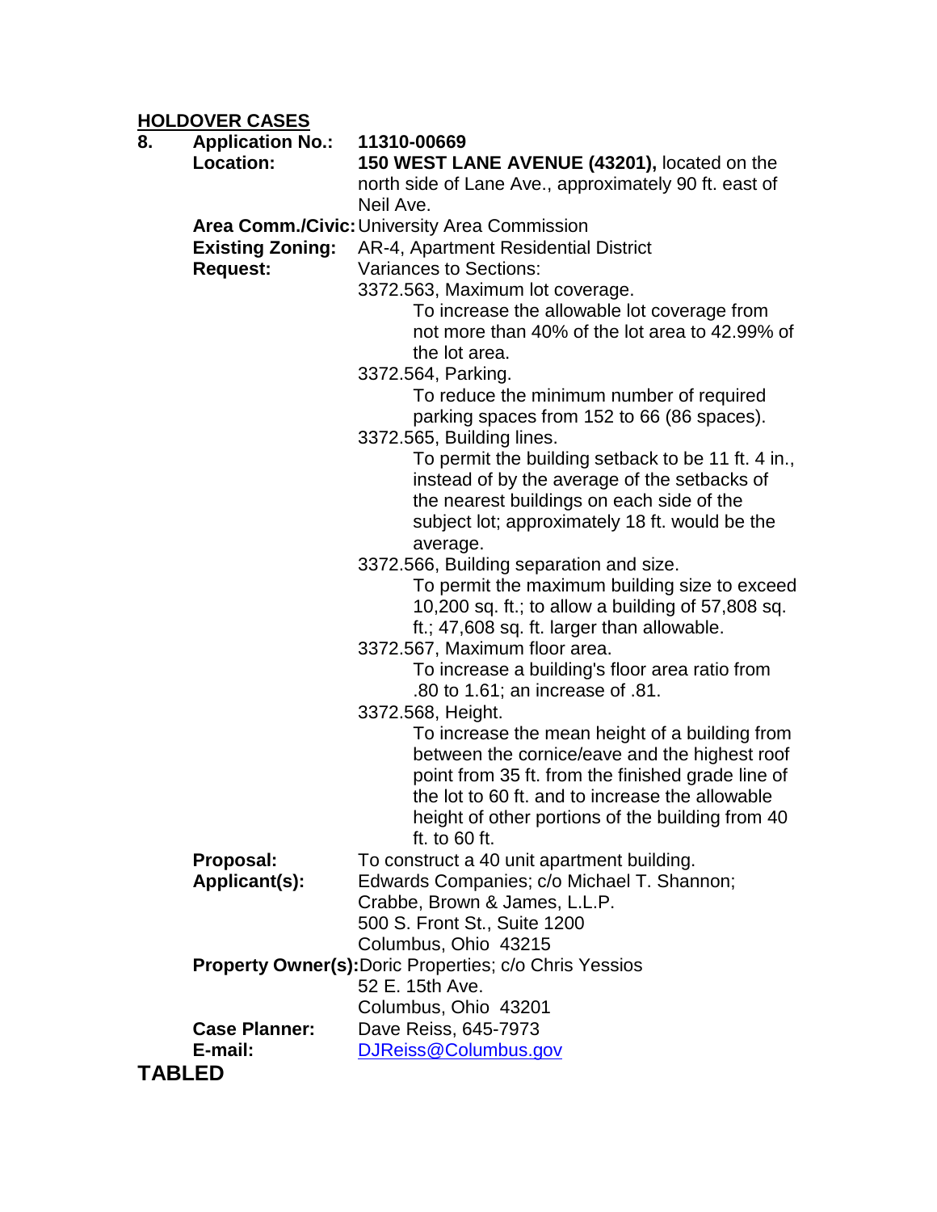## HOLDOVER CASES

**8. Application No.:** **11310-00669**

**Location:** **150 WEST LANE AVENUE (43201),** located on the north side of Lane Ave., approximately 90 ft. east of Neil Ave.

**Area Comm./Civic:** University Area Commission

**Existing Zoning:** AR-4, Apartment Residential District

**Request:** Variances to Sections:

3372.563, Maximum lot coverage.
- To increase the allowable lot coverage from not more than 40% of the lot area to 42.99% of the lot area.

3372.564, Parking.
- To reduce the minimum number of required parking spaces from 152 to 66 (86 spaces).

3372.565, Building lines.
- To permit the building setback to be 11 ft. 4 in., instead of by the average of the setbacks of the nearest buildings on each side of the subject lot; approximately 18 ft. would be the average.

3372.566, Building separation and size.
- To permit the maximum building size to exceed 10,200 sq. ft.; to allow a building of 57,808 sq. ft.; 47,608 sq. ft. larger than allowable.

3372.567, Maximum floor area.
- To increase a building's floor area ratio from .80 to 1.61; an increase of .81.

3372.568, Height.
- To increase the mean height of a building from between the cornice/eave and the highest roof point from 35 ft. from the finished grade line of the lot to 60 ft. and to increase the allowable height of other portions of the building from 40 ft. to 60 ft.

**Proposal:** To construct a 40 unit apartment building.

**Applicant(s):** Edwards Companies; c/o Michael T. Shannon;
Crabbe, Brown & James, L.L.P.
500 S. Front St., Suite 1200
Columbus, Ohio 43215

**Property Owner(s):** Doric Properties; c/o Chris Yessios
52 E. 15th Ave.
Columbus, Ohio 43201

**Case Planner:** Dave Reiss, 645-7973

**E-mail:** DJReiss@Columbus.gov

## TABLED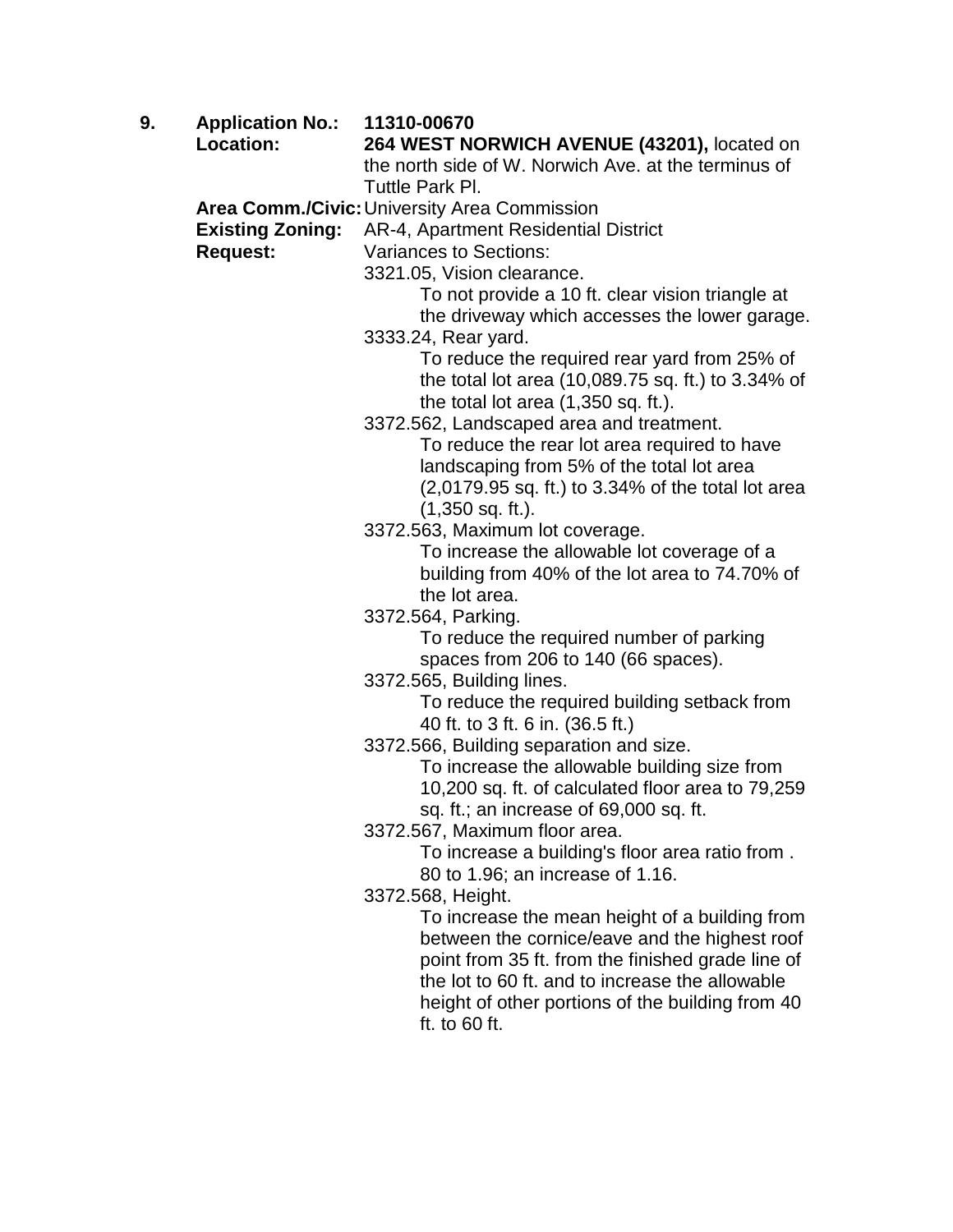**9.** **Application No.:** **11310-00670**

**Location:** **264 WEST NORWICH AVENUE (43201),** located on the north side of W. Norwich Ave. at the terminus of Tuttle Park Pl.

**Area Comm./Civic:** University Area Commission

**Existing Zoning:** AR-4, Apartment Residential District

**Request:** Variances to Sections:

3321.05, Vision clearance.
    To not provide a 10 ft. clear vision triangle at the driveway which accesses the lower garage.

3333.24, Rear yard.
    To reduce the required rear yard from 25% of the total lot area (10,089.75 sq. ft.) to 3.34% of the total lot area (1,350 sq. ft.).

3372.562, Landscaped area and treatment.
    To reduce the rear lot area required to have landscaping from 5% of the total lot area (2,0179.95 sq. ft.) to 3.34% of the total lot area (1,350 sq. ft.).

3372.563, Maximum lot coverage.
    To increase the allowable lot coverage of a building from 40% of the lot area to 74.70% of the lot area.

3372.564, Parking.
    To reduce the required number of parking spaces from 206 to 140 (66 spaces).

3372.565, Building lines.
    To reduce the required building setback from 40 ft. to 3 ft. 6 in. (36.5 ft.)

3372.566, Building separation and size.
    To increase the allowable building size from 10,200 sq. ft. of calculated floor area to 79,259 sq. ft.; an increase of 69,000 sq. ft.

3372.567, Maximum floor area.
    To increase a building's floor area ratio from .80 to 1.96; an increase of 1.16.

3372.568, Height.
    To increase the mean height of a building from between the cornice/eave and the highest roof point from 35 ft. from the finished grade line of the lot to 60 ft. and to increase the allowable height of other portions of the building from 40 ft. to 60 ft.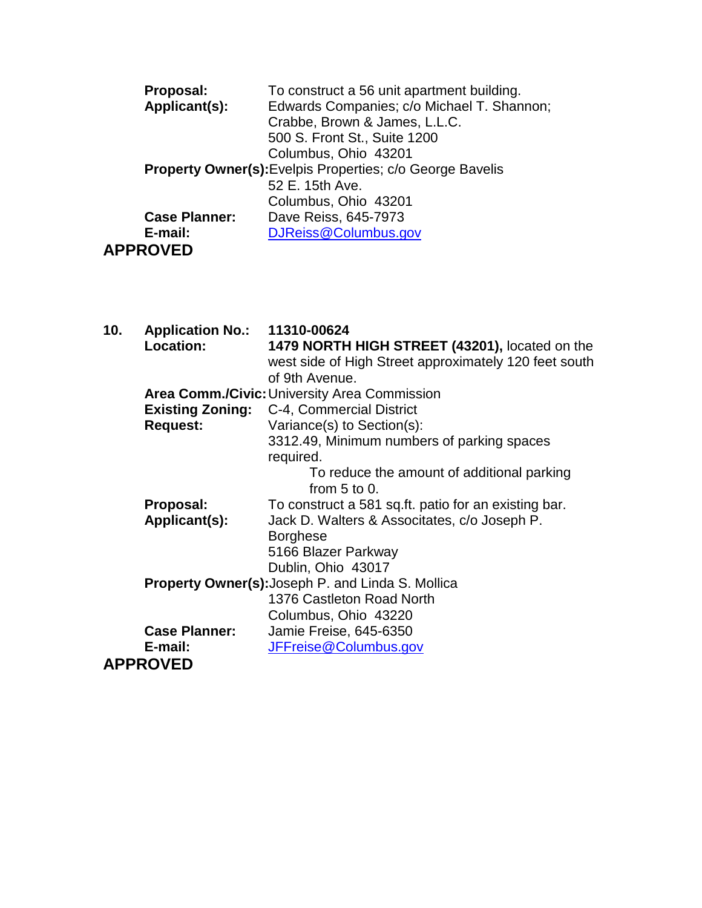**Proposal:** To construct a 56 unit apartment building.
**Applicant(s):** Edwards Companies; c/o Michael T. Shannon;
Crabbe, Brown & James, L.L.C.
500 S. Front St., Suite 1200
Columbus, Ohio 43201
**Property Owner(s):** Evelpis Properties; c/o George Bavelis
52 E. 15th Ave.
Columbus, Ohio 43201
**Case Planner:** Dave Reiss, 645-7973
**E-mail:** DJReiss@Columbus.gov

**APPROVED**

**10. Application No.:** **11310-00624**
**Location:** **1479 NORTH HIGH STREET (43201),** located on the west side of High Street approximately 120 feet south of 9th Avenue.
**Area Comm./Civic:** University Area Commission
**Existing Zoning:** C-4, Commercial District
**Request:** Variance(s) to Section(s):
3312.49, Minimum numbers of parking spaces required.
To reduce the amount of additional parking from 5 to 0.
**Proposal:** To construct a 581 sq.ft. patio for an existing bar.
**Applicant(s):** Jack D. Walters & Associtates, c/o Joseph P. Borghese
5166 Blazer Parkway
Dublin, Ohio 43017
**Property Owner(s):** Joseph P. and Linda S. Mollica
1376 Castleton Road North
Columbus, Ohio 43220
**Case Planner:** Jamie Freise, 645-6350
**E-mail:** JFFreise@Columbus.gov

**APPROVED**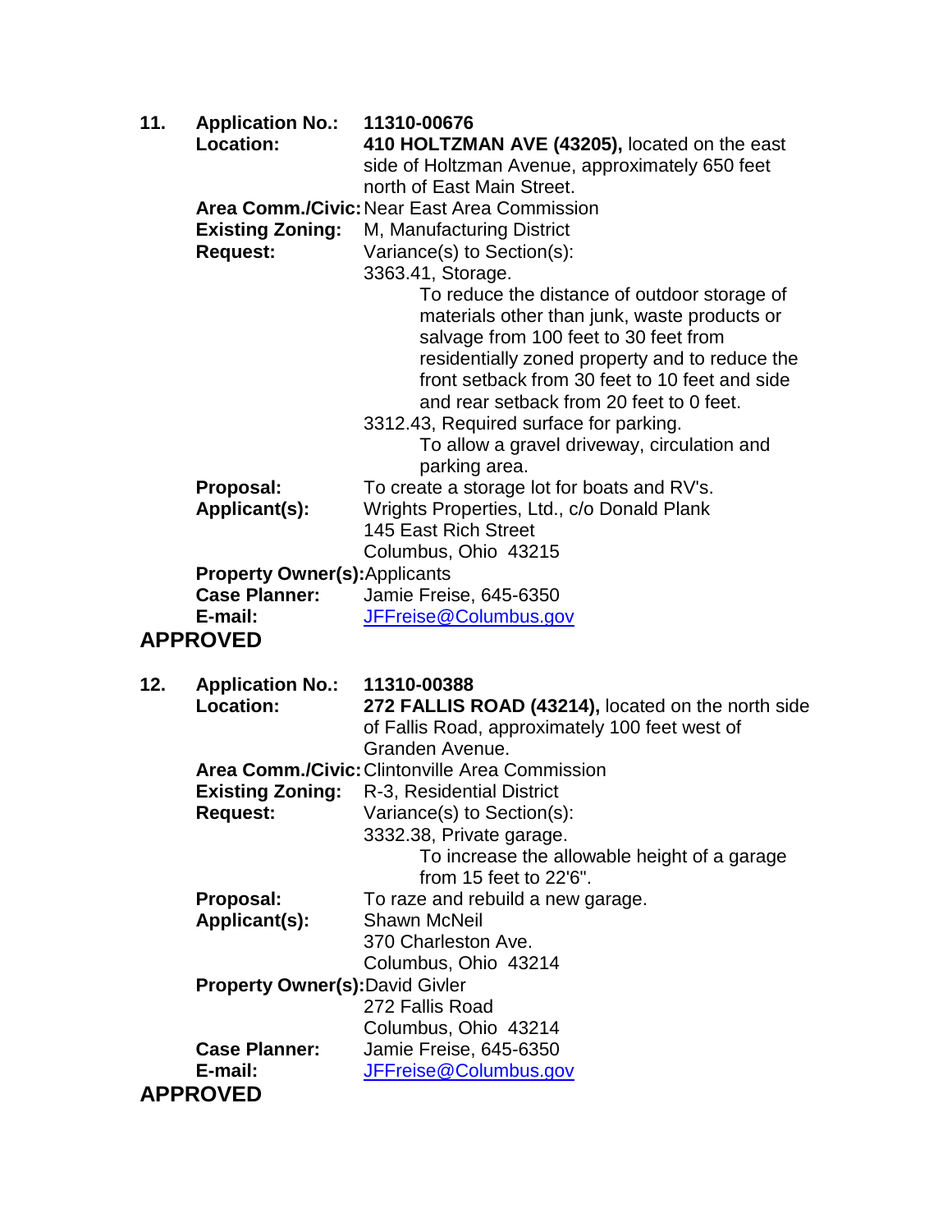**11. Application No.:** **11310-00676**

**Location:** **410 HOLTZMAN AVE (43205),** located on the east side of Holtzman Avenue, approximately 650 feet north of East Main Street.

**Area Comm./Civic:** Near East Area Commission

**Existing Zoning:** M, Manufacturing District

**Request:** Variance(s) to Section(s):

3363.41, Storage.

To reduce the distance of outdoor storage of materials other than junk, waste products or salvage from 100 feet to 30 feet from residentially zoned property and to reduce the front setback from 30 feet to 10 feet and side and rear setback from 20 feet to 0 feet.

3312.43, Required surface for parking.

To allow a gravel driveway, circulation and parking area.

**Proposal:** To create a storage lot for boats and RV's.

**Applicant(s):** Wrights Properties, Ltd., c/o Donald Plank
145 East Rich Street
Columbus, Ohio 43215

**Property Owner(s):** Applicants

**Case Planner:** Jamie Freise, 645-6350

**E-mail:** JFFreise@Columbus.gov

**APPROVED**

**12. Application No.:** **11310-00388**

**Location:** **272 FALLIS ROAD (43214),** located on the north side of Fallis Road, approximately 100 feet west of Granden Avenue.

**Area Comm./Civic:** Clintonville Area Commission

**Existing Zoning:** R-3, Residential District

**Request:** Variance(s) to Section(s):

3332.38, Private garage.

To increase the allowable height of a garage from 15 feet to 22'6".

**Proposal:** To raze and rebuild a new garage.

**Applicant(s):** Shawn McNeil
370 Charleston Ave.
Columbus, Ohio 43214

**Property Owner(s):** David Givler
272 Fallis Road
Columbus, Ohio 43214

**Case Planner:** Jamie Freise, 645-6350

**E-mail:** JFFreise@Columbus.gov

**APPROVED**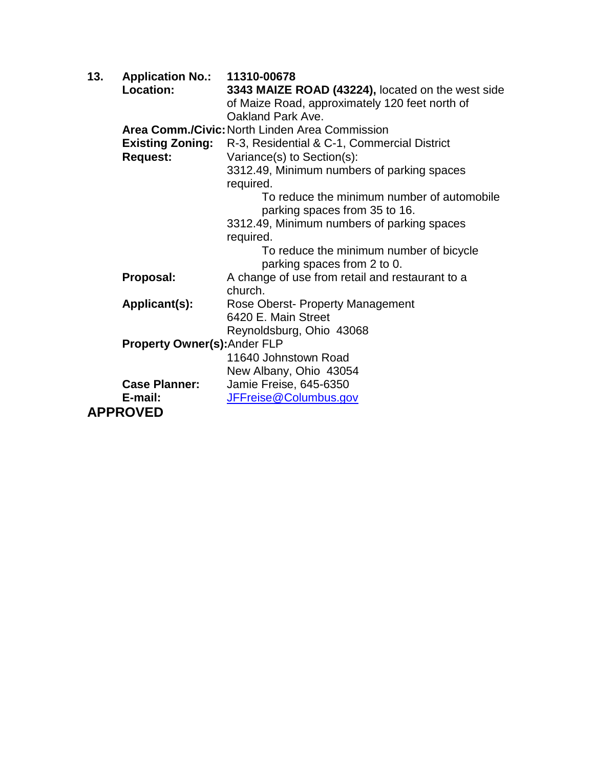**13. Application No.:** **11310-00678**

**Location:** **3343 MAIZE ROAD (43224),** located on the west side of Maize Road, approximately 120 feet north of Oakland Park Ave.

**Area Comm./Civic:** North Linden Area Commission

**Existing Zoning:** R-3, Residential & C-1, Commercial District

**Request:** Variance(s) to Section(s):

3312.49, Minimum numbers of parking spaces required.

To reduce the minimum number of automobile parking spaces from 35 to 16.

3312.49, Minimum numbers of parking spaces required.

To reduce the minimum number of bicycle parking spaces from 2 to 0.

**Proposal:** A change of use from retail and restaurant to a church.

**Applicant(s):** Rose Oberst- Property Management
6420 E. Main Street
Reynoldsburg, Ohio 43068

**Property Owner(s):** Ander FLP
11640 Johnstown Road
New Albany, Ohio 43054

**Case Planner:** Jamie Freise, 645-6350

**E-mail:** JFFreise@Columbus.gov

**APPROVED**